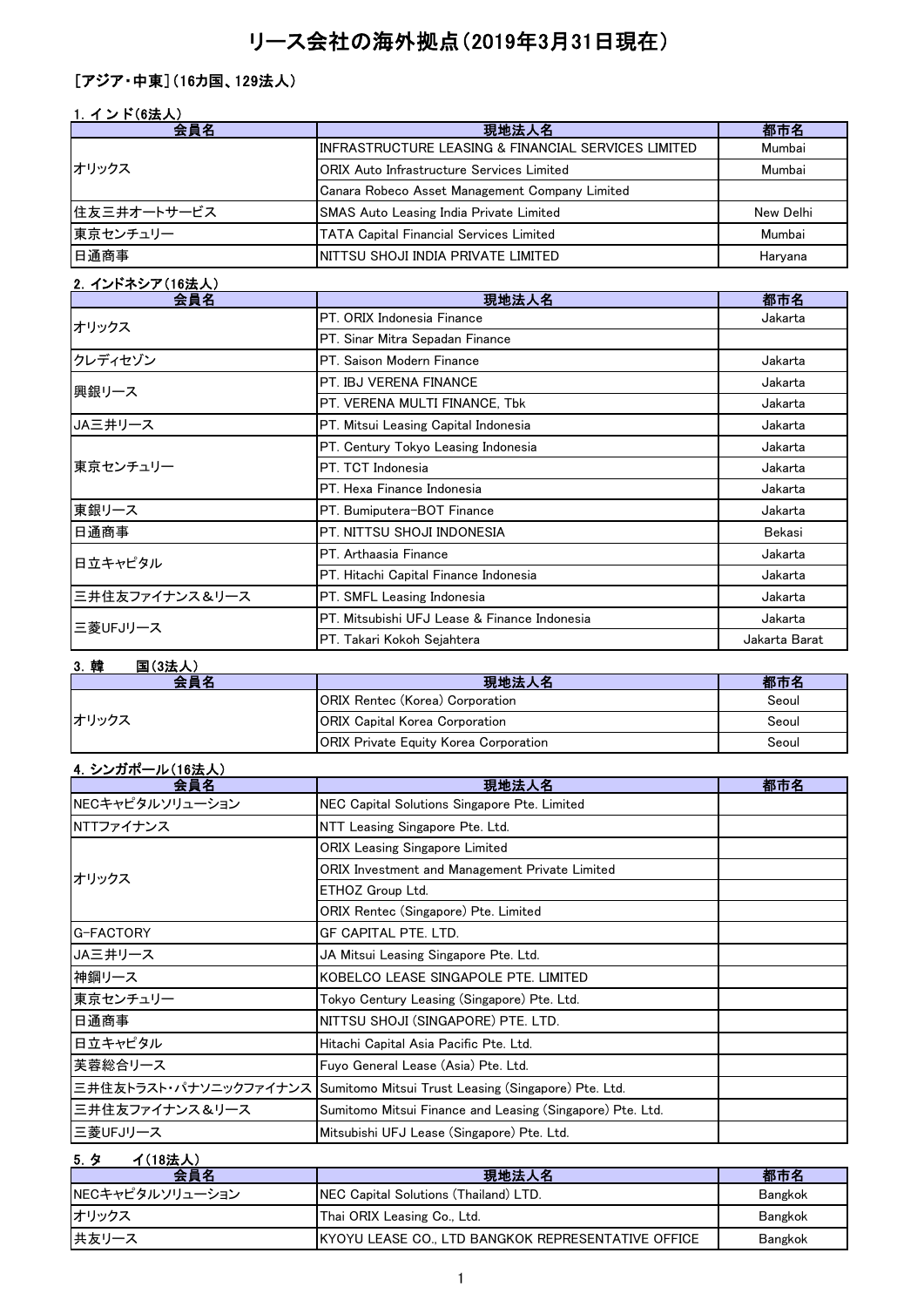# リース会社の海外拠点(2019年3月31日現在)

## [アジア・中東](16カ国、129法人)

### 1. インド(6法人)

| 会員名 | 現地法人名 | 都市名 |
|---|---|---|
| オリックス | INFRASTRUCTURE LEASING & FINANCIAL SERVICES LIMITED | Mumbai |
| | ORIX Auto Infrastructure Services Limited | Mumbai |
| | Canara Robeco Asset Management Company Limited | |
| 住友三井オートサービス | SMAS Auto Leasing India Private Limited | New Delhi |
| 東京センチュリー | TATA Capital Financial Services Limited | Mumbai |
| 日通商事 | NITTSU SHOJI INDIA PRIVATE LIMITED | Haryana |

### 2. インドネシア(16法人)

| 会員名 | 現地法人名 | 都市名 |
|---|---|---|
| オリックス | PT. ORIX Indonesia Finance | Jakarta |
| | PT. Sinar Mitra Sepadan Finance | |
| クレディセゾン | PT. Saison Modern Finance | Jakarta |
| 興銀リース | PT. IBJ VERENA FINANCE | Jakarta |
| | PT. VERENA MULTI FINANCE, Tbk | Jakarta |
| JA三井リース | PT. Mitsui Leasing Capital Indonesia | Jakarta |
| 東京センチュリー | PT. Century Tokyo Leasing Indonesia | Jakarta |
| | PT. TCT Indonesia | Jakarta |
| | PT. Hexa Finance Indonesia | Jakarta |
| 東銀リース | PT. Bumiputera-BOT Finance | Jakarta |
| 日通商事 | PT. NITTSU SHOJI INDONESIA | Bekasi |
| 日立キャピタル | PT. Arthaasia Finance | Jakarta |
| | PT. Hitachi Capital Finance Indonesia | Jakarta |
| 三井住友ファイナンス&リース | PT. SMFL Leasing Indonesia | Jakarta |
| 三菱UFJリース | PT. Mitsubishi UFJ Lease & Finance Indonesia | Jakarta |
| | PT. Takari Kokoh Sejahtera | Jakarta Barat |

### 3. 韓　　国(3法人)

| 会員名 | 現地法人名 | 都市名 |
|---|---|---|
| オリックス | ORIX Rentec (Korea) Corporation | Seoul |
| | ORIX Capital Korea Corporation | Seoul |
| | ORIX Private Equity Korea Corporation | Seoul |

### 4. シンガポール(16法人)

| 会員名 | 現地法人名 | 都市名 |
|---|---|---|
| NECキャピタルソリューション | NEC Capital Solutions Singapore Pte. Limited | |
| NTTファイナンス | NTT Leasing Singapore Pte. Ltd. | |
| オリックス | ORIX Leasing Singapore Limited | |
| | ORIX Investment and Management Private Limited | |
| | ETHOZ Group Ltd. | |
| | ORIX Rentec (Singapore) Pte. Limited | |
| G-FACTORY | GF CAPITAL PTE. LTD. | |
| JA三井リース | JA Mitsui Leasing Singapore Pte. Ltd. | |
| 神鋼リース | KOBELCO LEASE SINGAPOLE PTE. LIMITED | |
| 東京センチュリー | Tokyo Century Leasing (Singapore) Pte. Ltd. | |
| 日通商事 | NITTSU SHOJI (SINGAPORE) PTE. LTD. | |
| 日立キャピタル | Hitachi Capital Asia Pacific Pte. Ltd. | |
| 芙蓉総合リース | Fuyo General Lease (Asia) Pte. Ltd. | |
| 三井住友トラスト・パナソニックファイナンス | Sumitomo Mitsui Trust Leasing (Singapore) Pte. Ltd. | |
| 三井住友ファイナンス&リース | Sumitomo Mitsui Finance and Leasing (Singapore) Pte. Ltd. | |
| 三菱UFJリース | Mitsubishi UFJ Lease (Singapore) Pte. Ltd. | |

### 5. タ　　イ(18法人)

| 会員名 | 現地法人名 | 都市名 |
|---|---|---|
| NECキャピタルソリューション | NEC Capital Solutions (Thailand) LTD. | Bangkok |
| オリックス | Thai ORIX Leasing Co., Ltd. | Bangkok |
| 共友リース | KYOYU LEASE CO., LTD BANGKOK REPRESENTATIVE OFFICE | Bangkok |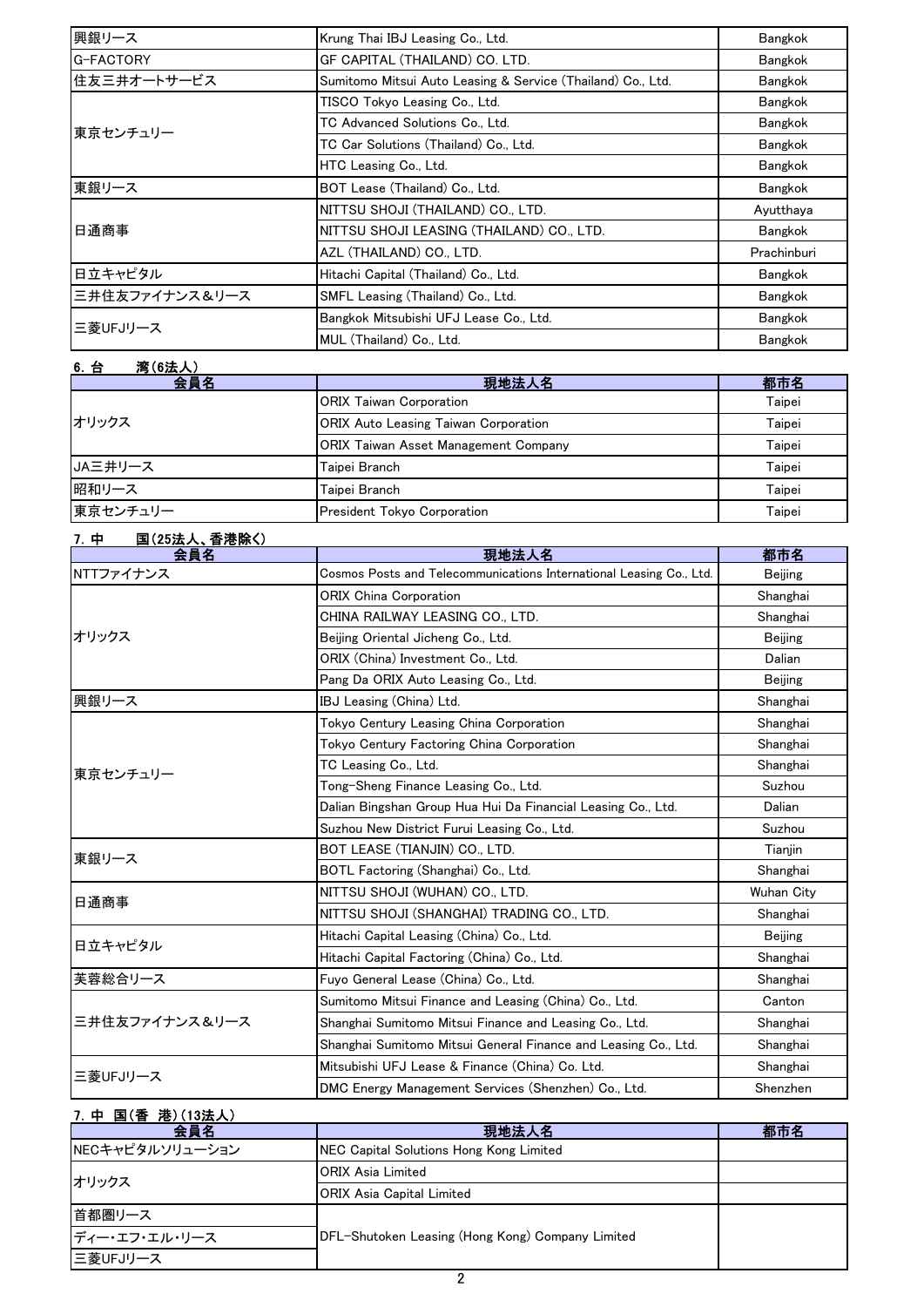| 会員名 | 現地法人名 | 都市名 |
|---|---|---|
| 興銀リース | Krung Thai IBJ Leasing Co., Ltd. | Bangkok |
| G-FACTORY | GF CAPITAL (THAILAND) CO. LTD. | Bangkok |
| 住友三井オートサービス | Sumitomo Mitsui Auto Leasing & Service (Thailand) Co., Ltd. | Bangkok |
| 東京センチュリー | TISCO Tokyo Leasing Co., Ltd. | Bangkok |
| | TC Advanced Solutions Co., Ltd. | Bangkok |
| | TC Car Solutions (Thailand) Co., Ltd. | Bangkok |
| | HTC Leasing Co., Ltd. | Bangkok |
| 東銀リース | BOT Lease (Thailand) Co., Ltd. | Bangkok |
| 日通商事 | NITTSU SHOJI (THAILAND) CO., LTD. | Ayutthaya |
| | NITTSU SHOJI LEASING (THAILAND) CO., LTD. | Bangkok |
| | AZL (THAILAND) CO., LTD. | Prachinburi |
| 日立キャピタル | Hitachi Capital (Thailand) Co., Ltd. | Bangkok |
| 三井住友ファイナンス＆リース | SMFL Leasing (Thailand) Co., Ltd. | Bangkok |
| 三菱UFJリース | Bangkok Mitsubishi UFJ Lease Co., Ltd. | Bangkok |
| | MUL (Thailand) Co., Ltd. | Bangkok |

### 6. 台　　湾（6法人）

| 会員名 | 現地法人名 | 都市名 |
|---|---|---|
| オリックス | ORIX Taiwan Corporation | Taipei |
| | ORIX Auto Leasing Taiwan Corporation | Taipei |
| | ORIX Taiwan Asset Management Company | Taipei |
| JA三井リース | Taipei Branch | Taipei |
| 昭和リース | Taipei Branch | Taipei |
| 東京センチュリー | President Tokyo Corporation | Taipei |

### 7. 中　　国（25法人、香港除く）

| 会員名 | 現地法人名 | 都市名 |
|---|---|---|
| NTTファイナンス | Cosmos Posts and Telecommunications International Leasing Co., Ltd. | Beijing |
| オリックス | ORIX China Corporation | Shanghai |
| | CHINA RAILWAY LEASING CO., LTD. | Shanghai |
| | Beijing Oriental Jicheng Co., Ltd. | Beijing |
| | ORIX (China) Investment Co., Ltd. | Dalian |
| | Pang Da ORIX Auto Leasing Co., Ltd. | Beijing |
| 興銀リース | IBJ Leasing (China) Ltd. | Shanghai |
| 東京センチュリー | Tokyo Century Leasing China Corporation | Shanghai |
| | Tokyo Century Factoring China Corporation | Shanghai |
| | TC Leasing Co., Ltd. | Shanghai |
| | Tong-Sheng Finance Leasing Co., Ltd. | Suzhou |
| | Dalian Bingshan Group Hua Hui Da Financial Leasing Co., Ltd. | Dalian |
| | Suzhou New District Furui Leasing Co., Ltd. | Suzhou |
| 東銀リース | BOT LEASE (TIANJIN) CO., LTD. | Tianjin |
| | BOTL Factoring (Shanghai) Co., Ltd. | Shanghai |
| 日通商事 | NITTSU SHOJI (WUHAN) CO., LTD. | Wuhan City |
| | NITTSU SHOJI (SHANGHAI) TRADING CO., LTD. | Shanghai |
| 日立キャピタル | Hitachi Capital Leasing (China) Co., Ltd. | Beijing |
| | Hitachi Capital Factoring (China) Co., Ltd. | Shanghai |
| 芙蓉総合リース | Fuyo General Lease (China) Co., Ltd. | Shanghai |
| 三井住友ファイナンス＆リース | Sumitomo Mitsui Finance and Leasing (China) Co., Ltd. | Canton |
| | Shanghai Sumitomo Mitsui Finance and Leasing Co., Ltd. | Shanghai |
| | Shanghai Sumitomo Mitsui General Finance and Leasing Co., Ltd. | Shanghai |
| 三菱UFJリース | Mitsubishi UFJ Lease & Finance (China) Co. Ltd. | Shanghai |
| | DMC Energy Management Services (Shenzhen) Co., Ltd. | Shenzhen |

### 7. 中 国（香 港）（13法人）

| 会員名 | 現地法人名 | 都市名 |
|---|---|---|
| NECキャピタルソリューション | NEC Capital Solutions Hong Kong Limited | |
| オリックス | ORIX Asia Limited | |
| | ORIX Asia Capital Limited | |
| 首都圏リース | DFL-Shutoken Leasing (Hong Kong) Company Limited | |
| ディー・エフ・エル・リース | | |
| 三菱UFJリース | | |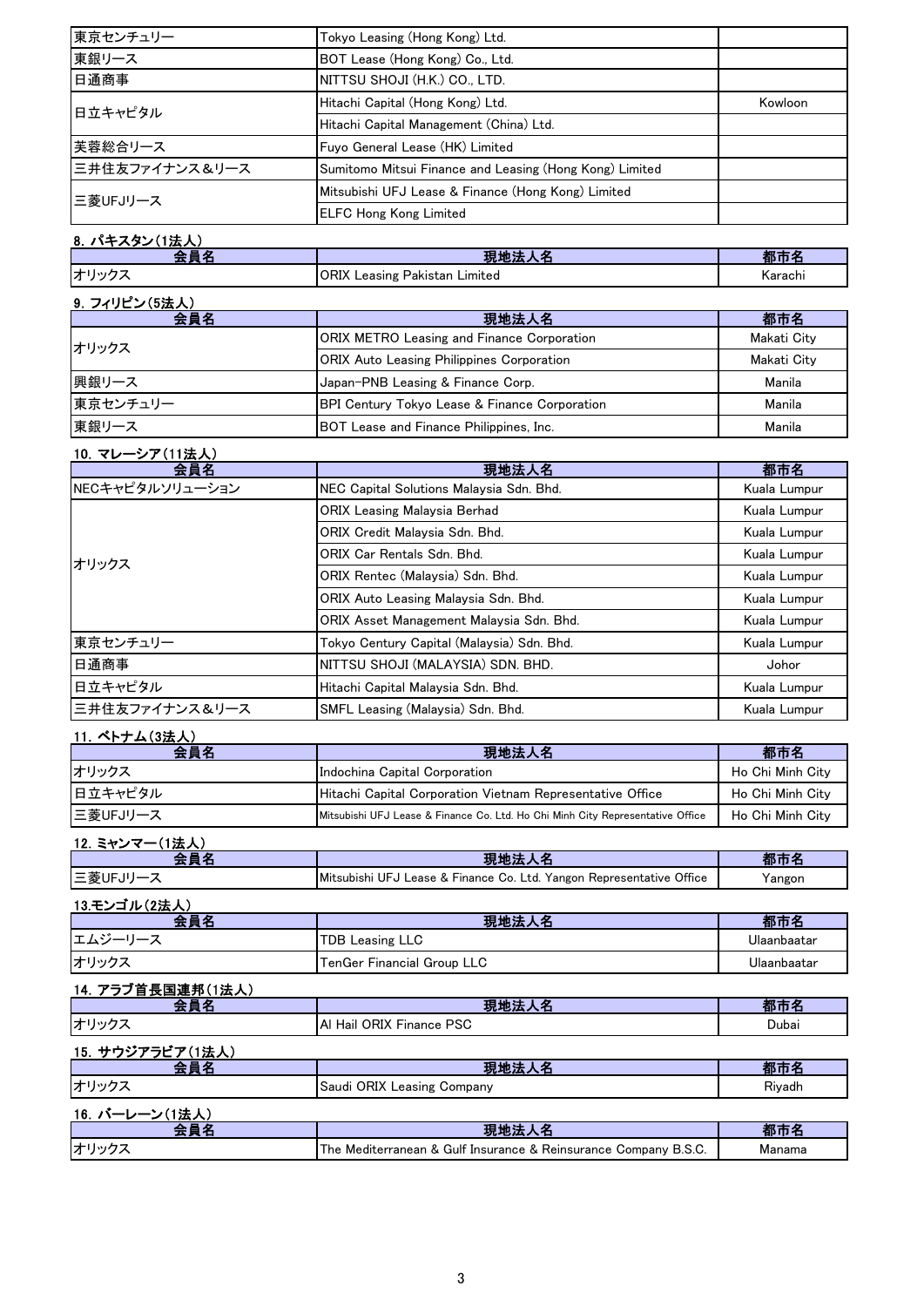| 会員名 | 現地法人名 | 都市名 |
|---|---|---|
| 東京センチュリー | Tokyo Leasing (Hong Kong) Ltd. | |
| 東銀リース | BOT Lease (Hong Kong) Co., Ltd. | |
| 日通商事 | NITTSU SHOJI (H.K.) CO., LTD. | |
| 日立キャピタル | Hitachi Capital (Hong Kong) Ltd. | Kowloon |
| | Hitachi Capital Management (China) Ltd. | |
| 芙蓉総合リース | Fuyo General Lease (HK) Limited | |
| 三井住友ファイナンス&リース | Sumitomo Mitsui Finance and Leasing (Hong Kong) Limited | |
| 三菱UFJリース | Mitsubishi UFJ Lease & Finance (Hong Kong) Limited | |
| | ELFC Hong Kong Limited | |

## 8. パキスタン(1法人)

| 会員名 | 現地法人名 | 都市名 |
|---|---|---|
| オリックス | ORIX Leasing Pakistan Limited | Karachi |

## 9. フィリピン(5法人)

| 会員名 | 現地法人名 | 都市名 |
|---|---|---|
| オリックス | ORIX METRO Leasing and Finance Corporation | Makati City |
| | ORIX Auto Leasing Philippines Corporation | Makati City |
| 興銀リース | Japan-PNB Leasing & Finance Corp. | Manila |
| 東京センチュリー | BPI Century Tokyo Lease & Finance Corporation | Manila |
| 東銀リース | BOT Lease and Finance Philippines, Inc. | Manila |

## 10. マレーシア(11法人)

| 会員名 | 現地法人名 | 都市名 |
|---|---|---|
| NECキャピタルソリューション | NEC Capital Solutions Malaysia Sdn. Bhd. | Kuala Lumpur |
| オリックス | ORIX Leasing Malaysia Berhad | Kuala Lumpur |
| | ORIX Credit Malaysia Sdn. Bhd. | Kuala Lumpur |
| | ORIX Car Rentals Sdn. Bhd. | Kuala Lumpur |
| | ORIX Rentec (Malaysia) Sdn. Bhd. | Kuala Lumpur |
| | ORIX Auto Leasing Malaysia Sdn. Bhd. | Kuala Lumpur |
| | ORIX Asset Management Malaysia Sdn. Bhd. | Kuala Lumpur |
| 東京センチュリー | Tokyo Century Capital (Malaysia) Sdn. Bhd. | Kuala Lumpur |
| 日通商事 | NITTSU SHOJI (MALAYSIA) SDN. BHD. | Johor |
| 日立キャピタル | Hitachi Capital Malaysia Sdn. Bhd. | Kuala Lumpur |
| 三井住友ファイナンス&リース | SMFL Leasing (Malaysia) Sdn. Bhd. | Kuala Lumpur |

## 11. ベトナム(3法人)

| 会員名 | 現地法人名 | 都市名 |
|---|---|---|
| オリックス | Indochina Capital Corporation | Ho Chi Minh City |
| 日立キャピタル | Hitachi Capital Corporation Vietnam Representative Office | Ho Chi Minh City |
| 三菱UFJリース | Mitsubishi UFJ Lease & Finance Co. Ltd. Ho Chi Minh City Representative Office | Ho Chi Minh City |

## 12. ミャンマー(1法人)

| 会員名 | 現地法人名 | 都市名 |
|---|---|---|
| 三菱UFJリース | Mitsubishi UFJ Lease & Finance Co. Ltd. Yangon Representative Office | Yangon |

## 13.モンゴル(2法人)

| 会員名 | 現地法人名 | 都市名 |
|---|---|---|
| エムジーリース | TDB Leasing LLC | Ulaanbaatar |
| オリックス | TenGer Financial Group LLC | Ulaanbaatar |

## 14. アラブ首長国連邦(1法人)

| 会員名 | 現地法人名 | 都市名 |
|---|---|---|
| オリックス | Al Hail ORIX Finance PSC | Dubai |

## 15. サウジアラビア(1法人)

| 会員名 | 現地法人名 | 都市名 |
|---|---|---|
| オリックス | Saudi ORIX Leasing Company | Riyadh |

## 16. バーレーン(1法人)

| 会員名 | 現地法人名 | 都市名 |
|---|---|---|
| オリックス | The Mediterranean & Gulf Insurance & Reinsurance Company B.S.C. | Manama |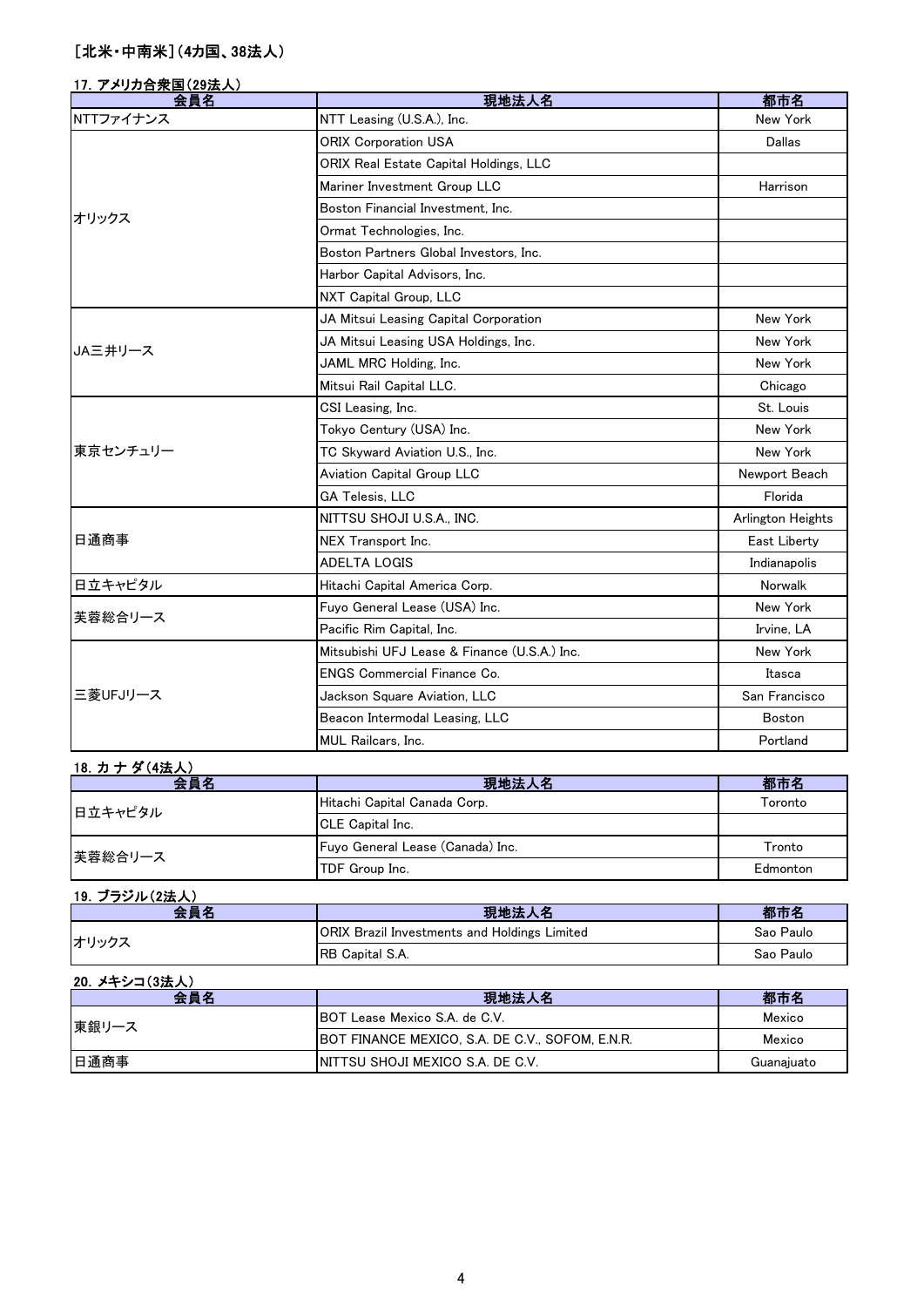## ［北米・中南米］（4カ国、38法人）

### 17. アメリカ合衆国（29法人）

| 会員名 | 現地法人名 | 都市名 |
|---|---|---|
| NTTファイナンス | NTT Leasing (U.S.A.), Inc. | New York |
| オリックス | ORIX Corporation USA | Dallas |
| | ORIX Real Estate Capital Holdings, LLC | |
| | Mariner Investment Group LLC | Harrison |
| | Boston Financial Investment, Inc. | |
| | Ormat Technologies, Inc. | |
| | Boston Partners Global Investors, Inc. | |
| | Harbor Capital Advisors, Inc. | |
| | NXT Capital Group, LLC | |
| JA三井リース | JA Mitsui Leasing Capital Corporation | New York |
| | JA Mitsui Leasing USA Holdings, Inc. | New York |
| | JAML MRC Holding, Inc. | New York |
| | Mitsui Rail Capital LLC. | Chicago |
| 東京センチュリー | CSI Leasing, Inc. | St. Louis |
| | Tokyo Century (USA) Inc. | New York |
| | TC Skyward Aviation U.S., Inc. | New York |
| | Aviation Capital Group LLC | Newport Beach |
| | GA Telesis, LLC | Florida |
| 日通商事 | NITTSU SHOJI U.S.A., INC. | Arlington Heights |
| | NEX Transport Inc. | East Liberty |
| | ADELTA LOGIS | Indianapolis |
| 日立キャピタル | Hitachi Capital America Corp. | Norwalk |
| 芙蓉総合リース | Fuyo General Lease (USA) Inc. | New York |
| | Pacific Rim Capital, Inc. | Irvine, LA |
| 三菱UFJリース | Mitsubishi UFJ Lease & Finance (U.S.A.) Inc. | New York |
| | ENGS Commercial Finance Co. | Itasca |
| | Jackson Square Aviation, LLC | San Francisco |
| | Beacon Intermodal Leasing, LLC | Boston |
| | MUL Railcars, Inc. | Portland |

### 18. カ ナ ダ（4法人）

| 会員名 | 現地法人名 | 都市名 |
|---|---|---|
| 日立キャピタル | Hitachi Capital Canada Corp. | Toronto |
| | CLE Capital Inc. | |
| 芙蓉総合リース | Fuyo General Lease (Canada) Inc. | Tronto |
| | TDF Group Inc. | Edmonton |

### 19. ブラジル（2法人）

| 会員名 | 現地法人名 | 都市名 |
|---|---|---|
| オリックス | ORIX Brazil Investments and Holdings Limited | Sao Paulo |
| | RB Capital S.A. | Sao Paulo |

### 20. メキシコ（3法人）

| 会員名 | 現地法人名 | 都市名 |
|---|---|---|
| 東銀リース | BOT Lease Mexico S.A. de C.V. | Mexico |
| | BOT FINANCE MEXICO, S.A. DE C.V., SOFOM, E.N.R. | Mexico |
| 日通商事 | NITTSU SHOJI MEXICO S.A. DE C.V. | Guanajuato |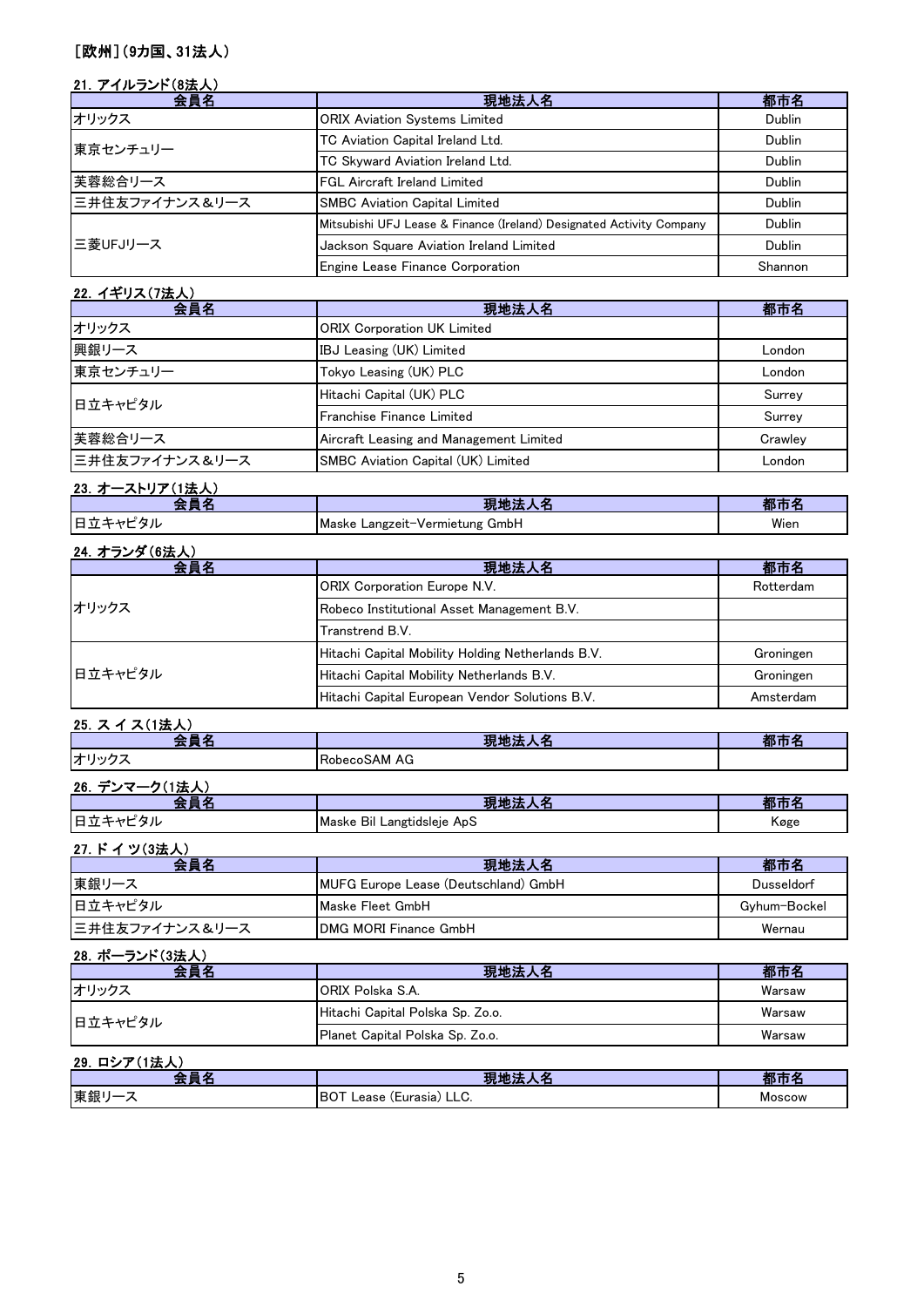# ［欧州］（9カ国、31法人）

## 21. アイルランド（8法人）

| 会員名 | 現地法人名 | 都市名 |
|---|---|---|
| オリックス | ORIX Aviation Systems Limited | Dublin |
| 東京センチュリー | TC Aviation Capital Ireland Ltd. | Dublin |
| | TC Skyward Aviation Ireland Ltd. | Dublin |
| 芙蓉総合リース | FGL Aircraft Ireland Limited | Dublin |
| 三井住友ファイナンス＆リース | SMBC Aviation Capital Limited | Dublin |
| 三菱UFJリース | Mitsubishi UFJ Lease & Finance (Ireland) Designated Activity Company | Dublin |
| | Jackson Square Aviation Ireland Limited | Dublin |
| | Engine Lease Finance Corporation | Shannon |

## 22. イギリス（7法人）

| 会員名 | 現地法人名 | 都市名 |
|---|---|---|
| オリックス | ORIX Corporation UK Limited | |
| 興銀リース | IBJ Leasing (UK) Limited | London |
| 東京センチュリー | Tokyo Leasing (UK) PLC | London |
| 日立キャピタル | Hitachi Capital (UK) PLC | Surrey |
| | Franchise Finance Limited | Surrey |
| 芙蓉総合リース | Aircraft Leasing and Management Limited | Crawley |
| 三井住友ファイナンス＆リース | SMBC Aviation Capital (UK) Limited | London |

## 23. オーストリア（1法人）

| 会員名 | 現地法人名 | 都市名 |
|---|---|---|
| 日立キャピタル | Maske Langzeit-Vermietung GmbH | Wien |

## 24. オランダ（6法人）

| 会員名 | 現地法人名 | 都市名 |
|---|---|---|
| オリックス | ORIX Corporation Europe N.V. | Rotterdam |
| | Robeco Institutional Asset Management B.V. | |
| | Transtrend B.V. | |
| 日立キャピタル | Hitachi Capital Mobility Holding Netherlands B.V. | Groningen |
| | Hitachi Capital Mobility Netherlands B.V. | Groningen |
| | Hitachi Capital European Vendor Solutions B.V. | Amsterdam |

## 25. スイス（1法人）

| 会員名 | 現地法人名 | 都市名 |
|---|---|---|
| オリックス | RobecoSAM AG | |

## 26. デンマーク（1法人）

| 会員名 | 現地法人名 | 都市名 |
|---|---|---|
| 日立キャピタル | Maske Bil Langtidsleje ApS | Køge |

## 27. ドイツ（3法人）

| 会員名 | 現地法人名 | 都市名 |
|---|---|---|
| 東銀リース | MUFG Europe Lease (Deutschland) GmbH | Dusseldorf |
| 日立キャピタル | Maske Fleet GmbH | Gyhum-Bockel |
| 三井住友ファイナンス＆リース | DMG MORI Finance GmbH | Wernau |

## 28. ポーランド（3法人）

| 会員名 | 現地法人名 | 都市名 |
|---|---|---|
| オリックス | ORIX Polska S.A. | Warsaw |
| 日立キャピタル | Hitachi Capital Polska Sp. Zo.o. | Warsaw |
| | Planet Capital Polska Sp. Zo.o. | Warsaw |

## 29. ロシア（1法人）

| 会員名 | 現地法人名 | 都市名 |
|---|---|---|
| 東銀リース | BOT Lease (Eurasia) LLC. | Moscow |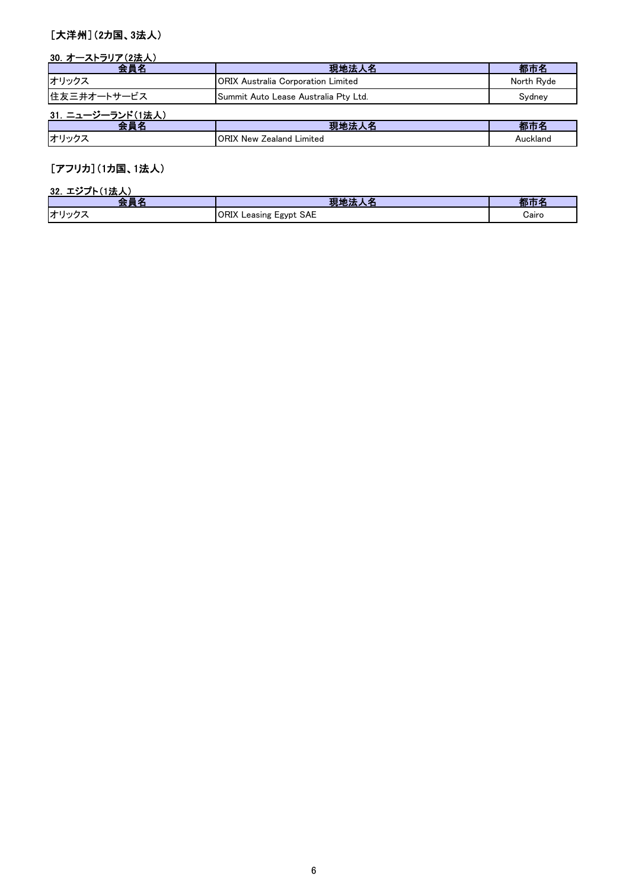## ［大洋州］（2カ国、3法人）

### 30. オーストラリア（2法人）

| 会員名 | 現地法人名 | 都市名 |
| --- | --- | --- |
| オリックス | ORIX Australia Corporation Limited | North Ryde |
| 住友三井オートサービス | Summit Auto Lease Australia Pty Ltd. | Sydney |

### 31. ニュージーランド（1法人）

| 会員名 | 現地法人名 | 都市名 |
| --- | --- | --- |
| オリックス | ORIX New Zealand Limited | Auckland |

## ［アフリカ］（1カ国、1法人）

### 32. エジプト（1法人）

| 会員名 | 現地法人名 | 都市名 |
| --- | --- | --- |
| オリックス | ORIX Leasing Egypt SAE | Cairo |